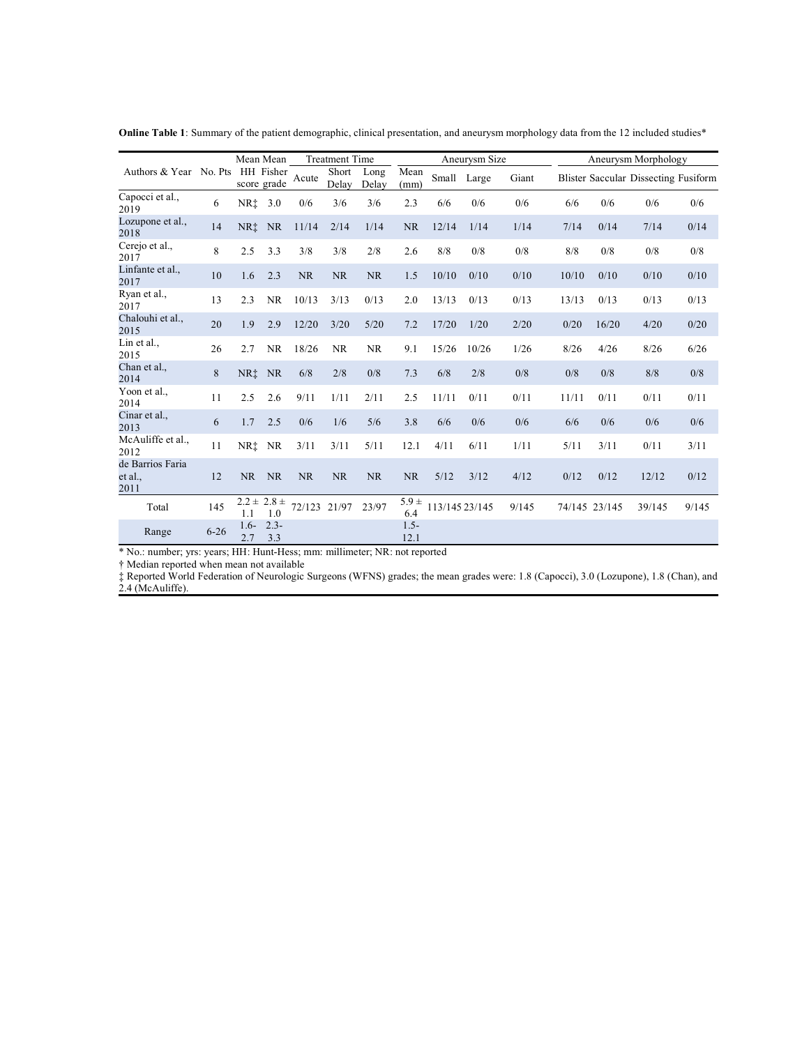**Online Table 1**: Summary of the patient demographic, clinical presentation, and aneurysm morphology data from the 12 included studies*

| Authors & Year | No. Pts | Mean HH score | Mean Fisher grade | Treatment Time | | | Aneurysm Size | | | | Aneurysm Morphology | | | |
|---|---|---|---|---|---|---|---|---|---|---|---|---|---|---|
| | | | | Acute | Short Delay | Long Delay | Mean (mm) | Small | Large | Giant | Blister | Saccular | Dissecting | Fusiform |
| Capocci et al., 2019 | 6 | NR‡ | 3.0 | 0/6 | 3/6 | 3/6 | 2.3 | 6/6 | 0/6 | 0/6 | 6/6 | 0/6 | 0/6 | 0/6 |
| Lozupone et al., 2018 | 14 | NR‡ | NR | 11/14 | 2/14 | 1/14 | NR | 12/14 | 1/14 | 1/14 | 7/14 | 0/14 | 7/14 | 0/14 |
| Cerejo et al., 2017 | 8 | 2.5 | 3.3 | 3/8 | 3/8 | 2/8 | 2.6 | 8/8 | 0/8 | 0/8 | 8/8 | 0/8 | 0/8 | 0/8 |
| Linfante et al., 2017 | 10 | 1.6 | 2.3 | NR | NR | NR | 1.5 | 10/10 | 0/10 | 0/10 | 10/10 | 0/10 | 0/10 | 0/10 |
| Ryan et al., 2017 | 13 | 2.3 | NR | 10/13 | 3/13 | 0/13 | 2.0 | 13/13 | 0/13 | 0/13 | 13/13 | 0/13 | 0/13 | 0/13 |
| Chalouhi et al., 2015 | 20 | 1.9 | 2.9 | 12/20 | 3/20 | 5/20 | 7.2 | 17/20 | 1/20 | 2/20 | 0/20 | 16/20 | 4/20 | 0/20 |
| Lin et al., 2015 | 26 | 2.7 | NR | 18/26 | NR | NR | 9.1 | 15/26 | 10/26 | 1/26 | 8/26 | 4/26 | 8/26 | 6/26 |
| Chan et al., 2014 | 8 | NR‡ | NR | 6/8 | 2/8 | 0/8 | 7.3 | 6/8 | 2/8 | 0/8 | 0/8 | 0/8 | 8/8 | 0/8 |
| Yoon et al., 2014 | 11 | 2.5 | 2.6 | 9/11 | 1/11 | 2/11 | 2.5 | 11/11 | 0/11 | 0/11 | 11/11 | 0/11 | 0/11 | 0/11 |
| Cinar et al., 2013 | 6 | 1.7 | 2.5 | 0/6 | 1/6 | 5/6 | 3.8 | 6/6 | 0/6 | 0/6 | 6/6 | 0/6 | 0/6 | 0/6 |
| McAuliffe et al., 2012 | 11 | NR‡ | NR | 3/11 | 3/11 | 5/11 | 12.1 | 4/11 | 6/11 | 1/11 | 5/11 | 3/11 | 0/11 | 3/11 |
| de Barrios Faria et al., 2011 | 12 | NR | NR | NR | NR | NR | NR | 5/12 | 3/12 | 4/12 | 0/12 | 0/12 | 12/12 | 0/12 |
| Total | 145 | 2.2 ± 1.1 | 2.8 ± 1.0 | 72/123 | 21/97 | 23/97 | 5.9 ± 6.4 | 113/145 | 23/145 | 9/145 | 74/145 | 23/145 | 39/145 | 9/145 |
| Range | 6-26 | 1.6-2.7 | 2.3-3.3 | | | | 1.5-12.1 | | | | | | | |

\* No.: number; yrs: years; HH: Hunt-Hess; mm: millimeter; NR: not reported

† Median reported when mean not available

‡ Reported World Federation of Neurologic Surgeons (WFNS) grades; the mean grades were: 1.8 (Capocci), 3.0 (Lozupone), 1.8 (Chan), and 2.4 (McAuliffe).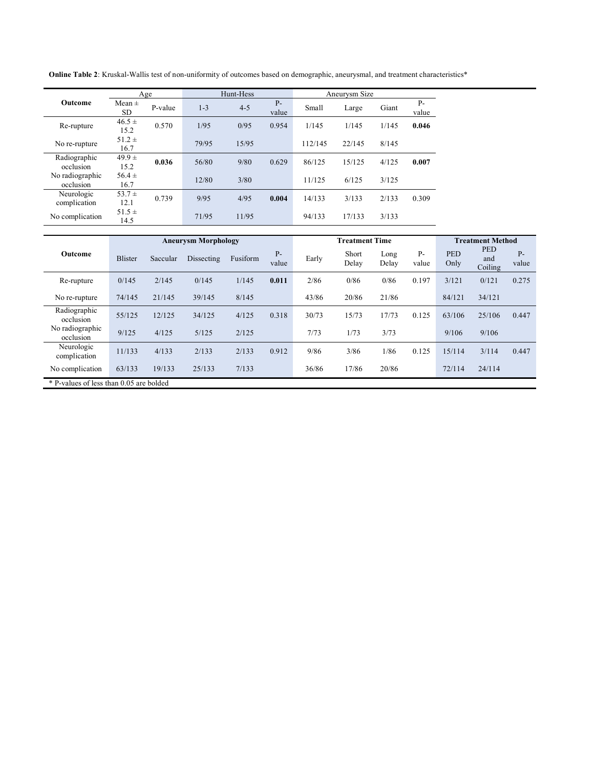**Online Table 2**: Kruskal-Wallis test of non-uniformity of outcomes based on demographic, aneurysmal, and treatment characteristics*

| Outcome | Age | | Hunt-Hess | | | Aneurysm Size | | | |
|---|---|---|---|---|---|---|---|---|---|
| | Mean ± SD | P-value | 1-3 | 4-5 | P-value | Small | Large | Giant | P-value |
| Re-rupture | 46.5 ± 15.2 | 0.570 | 1/95 | 0/95 | 0.954 | 1/145 | 1/145 | 1/145 | **0.046** |
| No re-rupture | 51.2 ± 16.7 | | 79/95 | 15/95 | | 112/145 | 22/145 | 8/145 | |
| Radiographic occlusion | 49.9 ± 15.2 | **0.036** | 56/80 | 9/80 | 0.629 | 86/125 | 15/125 | 4/125 | **0.007** |
| No radiographic occlusion | 56.4 ± 16.7 | | 12/80 | 3/80 | | 11/125 | 6/125 | 3/125 | |
| Neurologic complication | 53.7 ± 12.1 | 0.739 | 9/95 | 4/95 | **0.004** | 14/133 | 3/133 | 2/133 | 0.309 |
| No complication | 51.5 ± 14.5 | | 71/95 | 11/95 | | 94/133 | 17/133 | 3/133 | |

| Outcome | Aneurysm Morphology | | | | | Treatment Time | | | | Treatment Method | | |
|---|---|---|---|---|---|---|---|---|---|---|---|---|
| | Blister | Saccular | Dissecting | Fusiform | P-value | Early | Short Delay | Long Delay | P-value | PED Only | PED and Coiling | P-value |
| Re-rupture | 0/145 | 2/145 | 0/145 | 1/145 | **0.011** | 2/86 | 0/86 | 0/86 | 0.197 | 3/121 | 0/121 | 0.275 |
| No re-rupture | 74/145 | 21/145 | 39/145 | 8/145 | | 43/86 | 20/86 | 21/86 | | 84/121 | 34/121 | |
| Radiographic occlusion | 55/125 | 12/125 | 34/125 | 4/125 | 0.318 | 30/73 | 15/73 | 17/73 | 0.125 | 63/106 | 25/106 | 0.447 |
| No radiographic occlusion | 9/125 | 4/125 | 5/125 | 2/125 | | 7/73 | 1/73 | 3/73 | | 9/106 | 9/106 | |
| Neurologic complication | 11/133 | 4/133 | 2/133 | 2/133 | 0.912 | 9/86 | 3/86 | 1/86 | 0.125 | 15/114 | 3/114 | 0.447 |
| No complication | 63/133 | 19/133 | 25/133 | 7/133 | | 36/86 | 17/86 | 20/86 | | 72/114 | 24/114 | |

* P-values of less than 0.05 are bolded